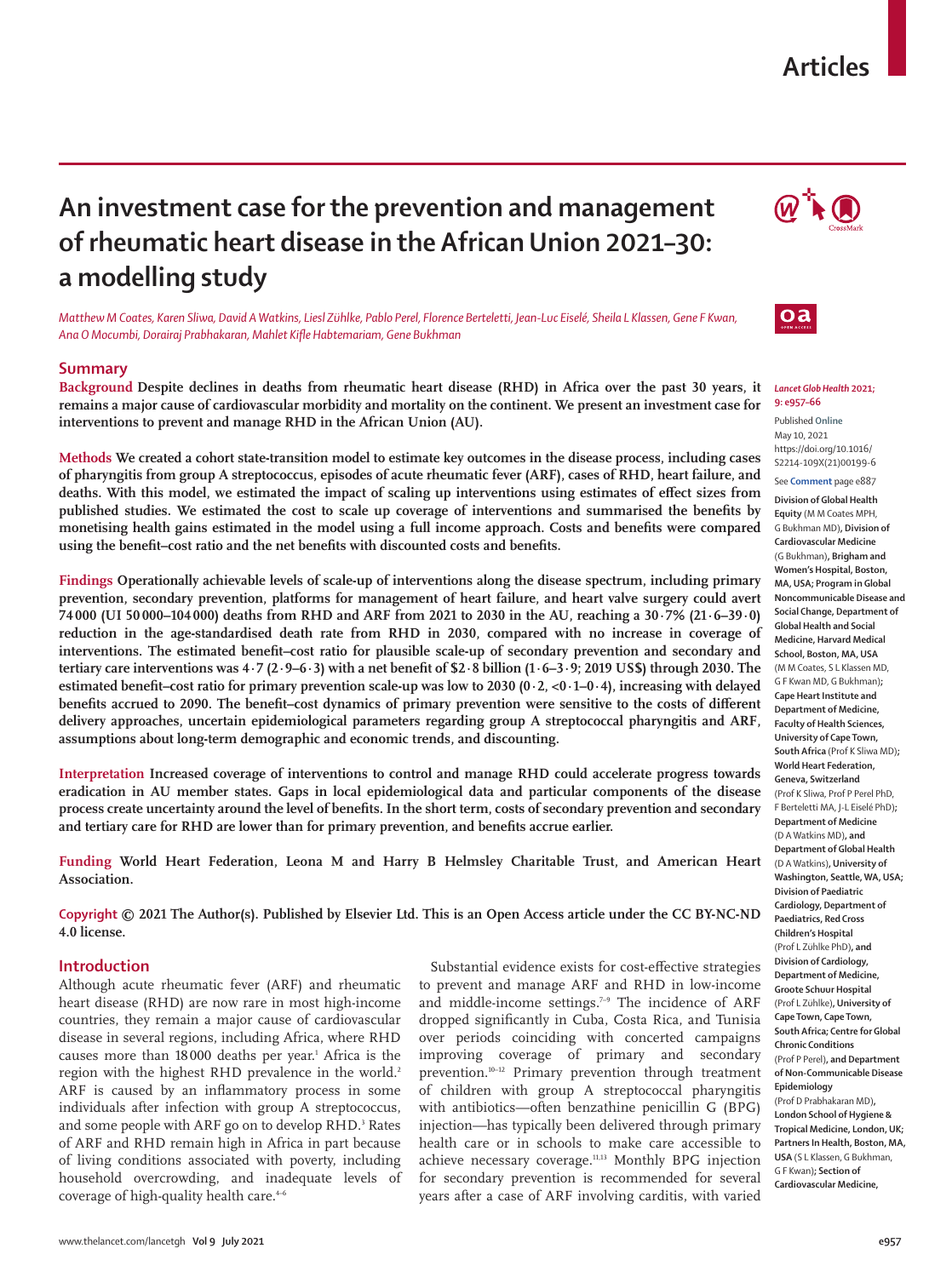# An investment case for the prevention and management of rheumatic heart disease in the African Union 2021–30: a modelling study

*Matthew M Coates, Karen Sliwa, David A Watkins, Liesl Zühlke, Pablo Perel, Florence Berteletti, Jean-Luc Eiselé, Sheila L Klassen, Gene F Kwan, Ana O Mocumbi, Dorairaj Prabhakaran, Mahlet Kifle Habtemariam, Gene Bukhman*

## Summary

**Background** Despite declines in deaths from rheumatic heart disease (RHD) in Africa over the past 30 years, it remains a major cause of cardiovascular morbidity and mortality on the continent. We present an investment case for interventions to prevent and manage RHD in the African Union (AU).

**Methods** We created a cohort state-transition model to estimate key outcomes in the disease process, including cases of pharyngitis from group A streptococcus, episodes of acute rheumatic fever (ARF), cases of RHD, heart failure, and deaths. With this model, we estimated the impact of scaling up interventions using estimates of effect sizes from published studies. We estimated the cost to scale up coverage of interventions and summarised the benefits by monetising health gains estimated in the model using a full income approach. Costs and benefits were compared using the benefit–cost ratio and the net benefits with discounted costs and benefits.

**Findings** Operationally achievable levels of scale-up of interventions along the disease spectrum, including primary prevention, secondary prevention, platforms for management of heart failure, and heart valve surgery could avert 74 000 (UI 50 000–104 000) deaths from RHD and ARF from 2021 to 2030 in the AU, reaching a 30·7% (21·6–39·0) reduction in the age-standardised death rate from RHD in 2030, compared with no increase in coverage of interventions. The estimated benefit–cost ratio for plausible scale-up of secondary prevention and secondary and tertiary care interventions was 4·7 (2·9–6·3) with a net benefit of $2·8 billion (1·6–3·9; 2019 US$) through 2030. The estimated benefit–cost ratio for primary prevention scale-up was low to 2030 (0·2, <0·1–0·4), increasing with delayed benefits accrued to 2090. The benefit–cost dynamics of primary prevention were sensitive to the costs of different delivery approaches, uncertain epidemiological parameters regarding group A streptococcal pharyngitis and ARF, assumptions about long-term demographic and economic trends, and discounting.

**Interpretation** Increased coverage of interventions to control and manage RHD could accelerate progress towards eradication in AU member states. Gaps in local epidemiological data and particular components of the disease process create uncertainty around the level of benefits. In the short term, costs of secondary prevention and secondary and tertiary care for RHD are lower than for primary prevention, and benefits accrue earlier.

**Funding** World Heart Federation, Leona M and Harry B Helmsley Charitable Trust, and American Heart Association.

**Copyright** © 2021 The Author(s). Published by Elsevier Ltd. This is an Open Access article under the CC BY-NC-ND 4.0 license.

*Lancet Glob Health* 2021; 9: e957–66

Published Online May 10, 2021 https://doi.org/10.1016/S2214-109X(21)00199-6

See **Comment** page e887

**Division of Global Health Equity** (M M Coates MPH, G Bukhman MD)**, Division of Cardiovascular Medicine** (G Bukhman)**, Brigham and Women's Hospital, Boston, MA, USA; Program in Global Noncommunicable Disease and Social Change, Department of Global Health and Social Medicine, Harvard Medical School, Boston, MA, USA** (M M Coates, S L Klassen MD, G F Kwan MD, G Bukhman)**; Cape Heart Institute and Department of Medicine, Faculty of Health Sciences, University of Cape Town, South Africa** (Prof K Sliwa MD)**; World Heart Federation, Geneva, Switzerland** (Prof K Sliwa, Prof P Perel PhD, F Berteletti MA, J-L Eiselé PhD)**; Department of Medicine** (D A Watkins MD)**, and Department of Global Health** (D A Watkins)**, University of Washington, Seattle, WA, USA; Division of Paediatric Cardiology, Department of Paediatrics, Red Cross Children's Hospital** (Prof L Zühlke PhD)**, and Division of Cardiology, Department of Medicine, Groote Schuur Hospital** (Prof L Zühlke)**, University of Cape Town, Cape Town, South Africa; Centre for Global Chronic Conditions** (Prof P Perel)**, and Department of Non-Communicable Disease Epidemiology** (Prof D Prabhakaran MD)**, London School of Hygiene & Tropical Medicine, London, UK; Partners In Health, Boston, MA, USA** (S L Klassen, G Bukhman, G F Kwan)**; Section of Cardiovascular Medicine,**

## Introduction

Although acute rheumatic fever (ARF) and rheumatic heart disease (RHD) are now rare in most high-income countries, they remain a major cause of cardiovascular disease in several regions, including Africa, where RHD causes more than 18 000 deaths per year.[1] Africa is the region with the highest RHD prevalence in the world.[2] ARF is caused by an inflammatory process in some individuals after infection with group A streptococcus, and some people with ARF go on to develop RHD.[3] Rates of ARF and RHD remain high in Africa in part because of living conditions associated with poverty, including household overcrowding, and inadequate levels of coverage of high-quality health care.[4–6]

Substantial evidence exists for cost-effective strategies to prevent and manage ARF and RHD in low-income and middle-income settings.[7–9] The incidence of ARF dropped significantly in Cuba, Costa Rica, and Tunisia over periods coinciding with concerted campaigns improving coverage of primary and secondary prevention.[10–12] Primary prevention through treatment of children with group A streptococcal pharyngitis with antibiotics—often benzathine penicillin G (BPG) injection—has typically been delivered through primary health care or in schools to make care accessible to achieve necessary coverage.[11,13] Monthly BPG injection for secondary prevention is recommended for several years after a case of ARF involving carditis, with varied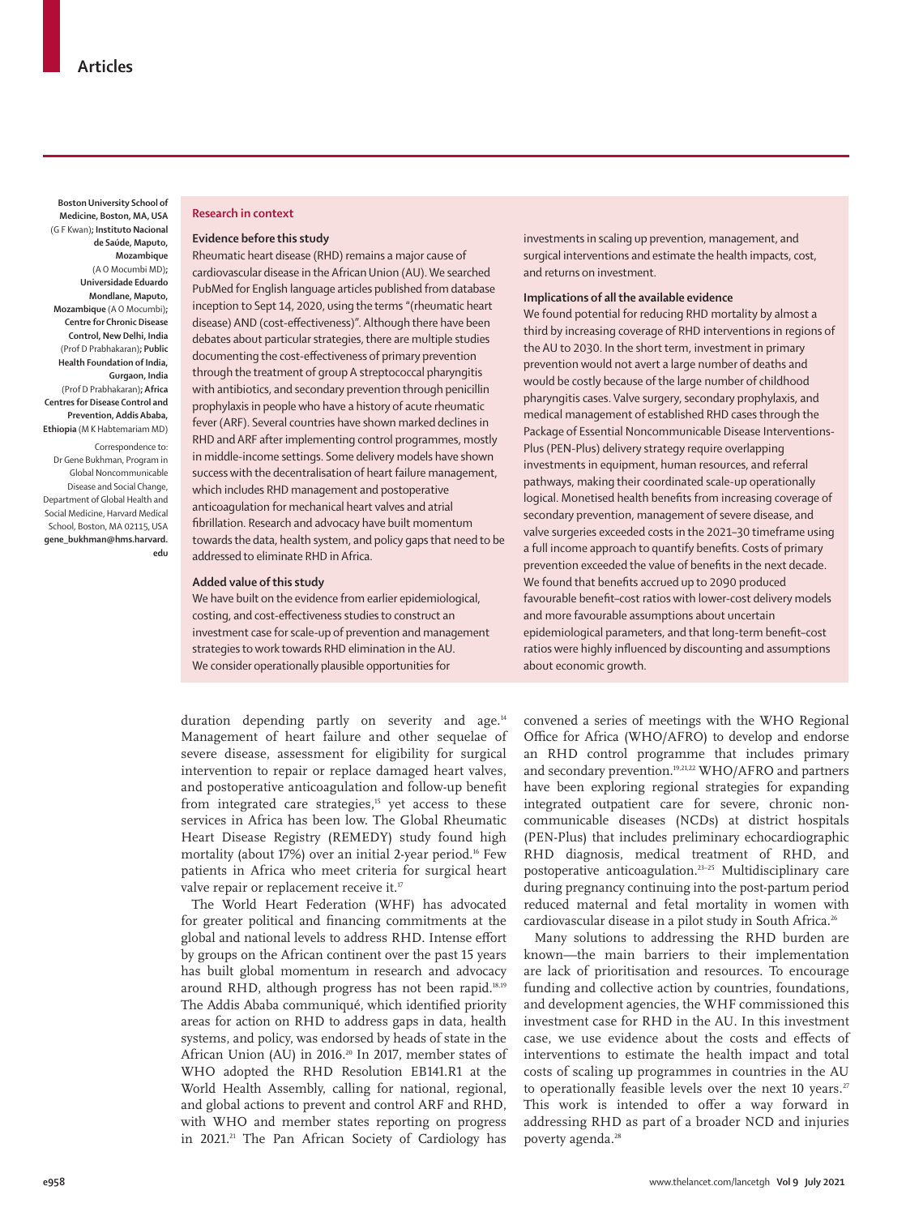Boston University School of Medicine, Boston, MA, USA (G F Kwan); Instituto Nacional de Saúde, Maputo, Mozambique (A O Mocumbi MD); Universidade Eduardo Mondlane, Maputo, Mozambique (A O Mocumbi); Centre for Chronic Disease Control, New Delhi, India (Prof D Prabhakaran); Public Health Foundation of India, Gurgaon, India (Prof D Prabhakaran); Africa Centres for Disease Control and Prevention, Addis Ababa, Ethiopia (M K Habtemariam MD)

Correspondence to: Dr Gene Bukhman, Program in Global Noncommunicable Disease and Social Change, Department of Global Health and Social Medicine, Harvard Medical School, Boston, MA 02115, USA gene_bukhman@hms.harvard.edu

## Research in context

### Evidence before this study

Rheumatic heart disease (RHD) remains a major cause of cardiovascular disease in the African Union (AU). We searched PubMed for English language articles published from database inception to Sept 14, 2020, using the terms "(rheumatic heart disease) AND (cost-effectiveness)". Although there have been debates about particular strategies, there are multiple studies documenting the cost-effectiveness of primary prevention through the treatment of group A streptococcal pharyngitis with antibiotics, and secondary prevention through penicillin prophylaxis in people who have a history of acute rheumatic fever (ARF). Several countries have shown marked declines in RHD and ARF after implementing control programmes, mostly in middle-income settings. Some delivery models have shown success with the decentralisation of heart failure management, which includes RHD management and postoperative anticoagulation for mechanical heart valves and atrial fibrillation. Research and advocacy have built momentum towards the data, health system, and policy gaps that need to be addressed to eliminate RHD in Africa.

### Added value of this study

We have built on the evidence from earlier epidemiological, costing, and cost-effectiveness studies to construct an investment case for scale-up of prevention and management strategies to work towards RHD elimination in the AU. We consider operationally plausible opportunities for investments in scaling up prevention, management, and surgical interventions and estimate the health impacts, cost, and returns on investment.

### Implications of all the available evidence

We found potential for reducing RHD mortality by almost a third by increasing coverage of RHD interventions in regions of the AU to 2030. In the short term, investment in primary prevention would not avert a large number of deaths and would be costly because of the large number of childhood pharyngitis cases. Valve surgery, secondary prophylaxis, and medical management of established RHD cases through the Package of Essential Noncommunicable Disease Interventions-Plus (PEN-Plus) delivery strategy require overlapping investments in equipment, human resources, and referral pathways, making their coordinated scale-up operationally logical. Monetised health benefits from increasing coverage of secondary prevention, management of severe disease, and valve surgeries exceeded costs in the 2021–30 timeframe using a full income approach to quantify benefits. Costs of primary prevention exceeded the value of benefits in the next decade. We found that benefits accrued up to 2090 produced favourable benefit–cost ratios with lower-cost delivery models and more favourable assumptions about uncertain epidemiological parameters, and that long-term benefit–cost ratios were highly influenced by discounting and assumptions about economic growth.

duration depending partly on severity and age.[14] Management of heart failure and other sequelae of severe disease, assessment for eligibility for surgical intervention to repair or replace damaged heart valves, and postoperative anticoagulation and follow-up benefit from integrated care strategies,[15] yet access to these services in Africa has been low. The Global Rheumatic Heart Disease Registry (REMEDY) study found high mortality (about 17%) over an initial 2-year period.[16] Few patients in Africa who meet criteria for surgical heart valve repair or replacement receive it.[17]

The World Heart Federation (WHF) has advocated for greater political and financing commitments at the global and national levels to address RHD. Intense effort by groups on the African continent over the past 15 years has built global momentum in research and advocacy around RHD, although progress has not been rapid.[18,19] The Addis Ababa communiqué, which identified priority areas for action on RHD to address gaps in data, health systems, and policy, was endorsed by heads of state in the African Union (AU) in 2016.[20] In 2017, member states of WHO adopted the RHD Resolution EB141.R1 at the World Health Assembly, calling for national, regional, and global actions to prevent and control ARF and RHD, with WHO and member states reporting on progress in 2021.[21] The Pan African Society of Cardiology has convened a series of meetings with the WHO Regional Office for Africa (WHO/AFRO) to develop and endorse an RHD control programme that includes primary and secondary prevention.[19,21,22] WHO/AFRO and partners have been exploring regional strategies for expanding integrated outpatient care for severe, chronic non-communicable diseases (NCDs) at district hospitals (PEN-Plus) that includes preliminary echocardiographic RHD diagnosis, medical treatment of RHD, and postoperative anticoagulation.[23–25] Multidisciplinary care during pregnancy continuing into the post-partum period reduced maternal and fetal mortality in women with cardiovascular disease in a pilot study in South Africa.[26]

Many solutions to addressing the RHD burden are known—the main barriers to their implementation are lack of prioritisation and resources. To encourage funding and collective action by countries, foundations, and development agencies, the WHF commissioned this investment case for RHD in the AU. In this investment case, we use evidence about the costs and effects of interventions to estimate the health impact and total costs of scaling up programmes in countries in the AU to operationally feasible levels over the next 10 years.[27] This work is intended to offer a way forward in addressing RHD as part of a broader NCD and injuries poverty agenda.[28]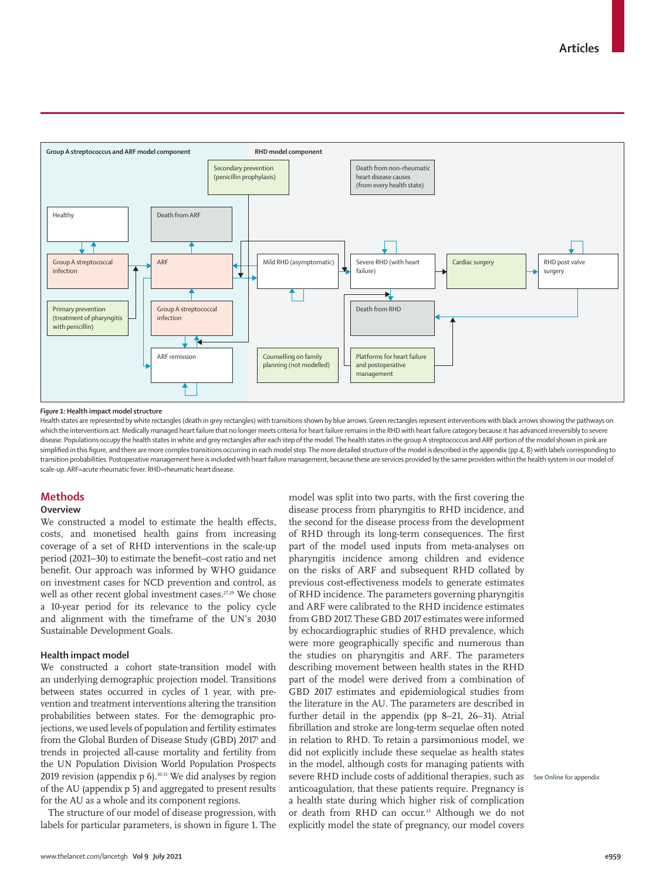Group A streptococcus and ARF model component

RHD model component

Secondary prevention (penicillin prophylaxis)

Death from non-rheumatic heart disease causes (from every health state)

Healthy

Death from ARF

Group A streptococcal infection

ARF

Mild RHD (asymptomatic)

Severe RHD (with heart failure)

Cardiac surgery

RHD post valve surgery

Primary prevention (treatment of pharyngitis with penicillin)

Group A streptococcal infection

Death from RHD

ARF remission

Counselling on family planning (not modelled)

Platforms for heart failure and postoperative management

*Figure 1:* **Health impact model structure**

Health states are represented by white rectangles (death in grey rectangles) with transitions shown by blue arrows. Green rectangles represent interventions with black arrows showing the pathways on which the interventions act. Medically managed heart failure that no longer meets criteria for heart failure remains in the RHD with heart failure category because it has advanced irreversibly to severe disease. Populations occupy the health states in white and grey rectangles after each step of the model. The health states in the group A streptococcus and ARF portion of the model shown in pink are simplified in this figure, and there are more complex transitions occurring in each model step. The more detailed structure of the model is described in the appendix (pp 4, 8) with labels corresponding to transition probabilities. Postoperative management here is included with heart failure management, because these are services provided by the same providers within the health system in our model of scale-up. ARF=acute rheumatic fever. RHD=rheumatic heart disease.

## Methods

### Overview

We constructed a model to estimate the health effects, costs, and monetised health gains from increasing coverage of a set of RHD interventions in the scale-up period (2021–30) to estimate the benefit–cost ratio and net benefit. Our approach was informed by WHO guidance on investment cases for NCD prevention and control, as well as other recent global investment cases.[27,29] We chose a 10-year period for its relevance to the policy cycle and alignment with the timeframe of the UN's 2030 Sustainable Development Goals.

### Health impact model

We constructed a cohort state-transition model with an underlying demographic projection model. Transitions between states occurred in cycles of 1 year, with prevention and treatment interventions altering the transition probabilities between states. For the demographic projections, we used levels of population and fertility estimates from the Global Burden of Disease Study (GBD) 2017[1] and trends in projected all-cause mortality and fertility from the UN Population Division World Population Prospects 2019 revision (appendix p 6).[30,31] We did analyses by region of the AU (appendix p 5) and aggregated to present results for the AU as a whole and its component regions.

The structure of our model of disease progression, with labels for particular parameters, is shown in figure 1. The model was split into two parts, with the first covering the disease process from pharyngitis to RHD incidence, and the second for the disease process from the development of RHD through its long-term consequences. The first part of the model used inputs from meta-analyses on pharyngitis incidence among children and evidence on the risks of ARF and subsequent RHD collated by previous cost-effectiveness models to generate estimates of RHD incidence. The parameters governing pharyngitis and ARF were calibrated to the RHD incidence estimates from GBD 2017. These GBD 2017 estimates were informed by echocardiographic studies of RHD prevalence, which were more geographically specific and numerous than the studies on pharyngitis and ARF. The parameters describing movement between health states in the RHD part of the model were derived from a combination of GBD 2017 estimates and epidemiological studies from the literature in the AU. The parameters are described in further detail in the appendix (pp 8–21, 26–31). Atrial fibrillation and stroke are long-term sequelae often noted in relation to RHD. To retain a parsimonious model, we did not explicitly include these sequelae as health states in the model, although costs for managing patients with severe RHD include costs of additional therapies, such as anticoagulation, that these patients require. Pregnancy is a health state during which higher risk of complication or death from RHD can occur.[32] Although we do not explicitly model the state of pregnancy, our model covers

See Online for appendix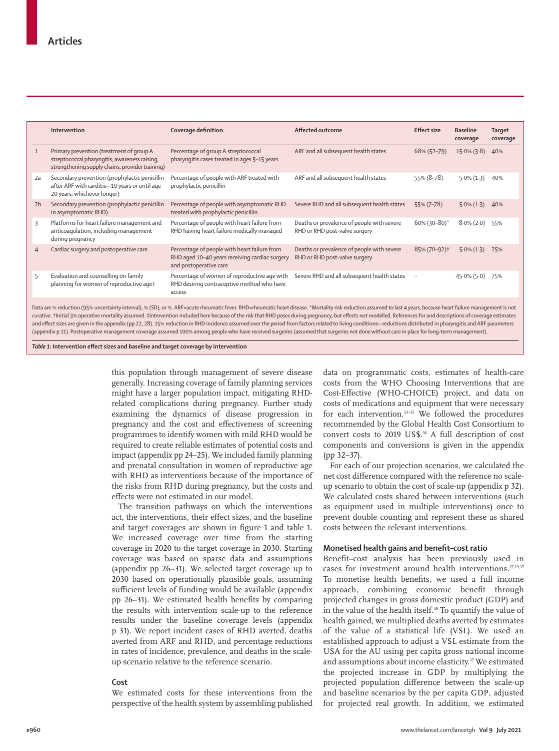| | Intervention | Coverage definition | Affected outcome | Effect size | Baseline coverage | Target coverage |
|---|---|---|---|---|---|---|
| 1 | Primary prevention (treatment of group A streptococcal pharyngitis, awareness raising, strengthening supply chains, provider training) | Percentage of group A streptococcal pharyngitis cases treated in ages 5–15 years | ARF and all subsequent health states | 68% (52–79) | 15·0% (3·8) | 40% |
| 2a | Secondary prevention (prophylactic penicillin after ARF with carditis—10 years or until age 20 years, whichever longer) | Percentage of people with ARF treated with prophylactic penicillin | ARF and all subsequent health states | 55% (8–78) | 5·0% (1·3) | 40% |
| 2b | Secondary prevention (prophylactic penicillin in asymptomatic RHD) | Percentage of people with asymptomatic RHD treated with prophylactic penicillin | Severe RHD and all subsequent health states | 55% (7–78) | 5·0% (1·3) | 40% |
| 3 | Platforms for heart failure management and anticoagulation, including management during pregnancy | Percentage of people with heart failure from RHD having heart failure medically managed | Deaths or prevalence of people with severe RHD or RHD post-valve surgery | 60% (30–80)* | 8·0% (2·0) | 55% |
| 4 | Cardiac surgery and postoperative care | Percentage of people with heart failure from RHD aged 10–40 years receiving cardiac surgery and postoperative care | Deaths or prevalence of people with severe RHD or RHD post-valve surgery | 85% (70–92)† | 5·0% (1·3) | 25% |
| 5 | Evaluation and counselling on family planning for women of reproductive age‡ | Percentage of women of reproductive age with RHD desiring contraceptive method who have access | Severe RHD and all subsequent health states | .. | 45·0% (5·0) | 75% |

Data are % reduction (95% uncertainty interval), % (SD), or %. ARF=acute rheumatic fever. RHD=rheumatic heart disease. *Mortality risk reduction assumed to last 4 years, because heart failure management is not curative. †Initial 3% operative mortality assumed. ‡Intervention included here because of the risk that RHD poses during pregnancy, but effects not modelled. References for and descriptions of coverage estimates and effect sizes are given in the appendix (pp 22, 28). 15% reduction in RHD incidence assumed over the period from factors related to living conditions—reductions distributed in pharyngitis and ARF parameters (appendix p 11). Postoperative management coverage assumed 100% among people who have received surgeries (assumed that surgeries not done without care in place for long-term management).

*Table 1:* **Intervention effect sizes and baseline and target coverage by intervention**

this population through management of severe disease generally. Increasing coverage of family planning services might have a larger population impact, mitigating RHD-related complications during pregnancy. Further study examining the dynamics of disease progression in pregnancy and the cost and effectiveness of screening programmes to identify women with mild RHD would be required to create reliable estimates of potential costs and impact (appendix pp 24–25). We included family planning and prenatal consultation in women of reproductive age with RHD as interventions because of the importance of the risks from RHD during pregnancy, but the costs and effects were not estimated in our model.

The transition pathways on which the interventions act, the interventions, their effect sizes, and the baseline and target coverages are shown in figure 1 and table 1. We increased coverage over time from the starting coverage in 2020 to the target coverage in 2030. Starting coverage was based on sparse data and assumptions (appendix pp 26–31). We selected target coverage up to 2030 based on operationally plausible goals, assuming sufficient levels of funding would be available (appendix pp 26–31). We estimated health benefits by comparing the results with intervention scale-up to the reference results under the baseline coverage levels (appendix p 31). We report incident cases of RHD averted, deaths averted from ARF and RHD, and percentage reductions in rates of incidence, prevalence, and deaths in the scale-up scenario relative to the reference scenario.

### Cost

We estimated costs for these interventions from the perspective of the health system by assembling published data on programmatic costs, estimates of health-care costs from the WHO Choosing Interventions that are Cost-Effective (WHO-CHOICE) project, and data on costs of medications and equipment that were necessary for each intervention.[33–35] We followed the procedures recommended by the Global Health Cost Consortium to convert costs to 2019 US$.[36] A full description of cost components and conversions is given in the appendix (pp 32–37).

For each of our projection scenarios, we calculated the net cost difference compared with the reference no scale-up scenario to obtain the cost of scale-up (appendix p 32). We calculated costs shared between interventions (such as equipment used in multiple interventions) once to prevent double counting and represent these as shared costs between the relevant interventions.

### Monetised health gains and benefit–cost ratio

Benefit–cost analysis has been previously used in cases for investment around health interventions.[27,29,37] To monetise health benefits, we used a full income approach, combining economic benefit through projected changes in gross domestic product (GDP) and in the value of the health itself.[38] To quantify the value of health gained, we multiplied deaths averted by estimates of the value of a statistical life (VSL). We used an established approach to adjust a VSL estimate from the USA for the AU using per capita gross national income and assumptions about income elasticity.[37] We estimated the projected increase in GDP by multiplying the projected population difference between the scale-up and baseline scenarios by the per capita GDP, adjusted for projected real growth. In addition, we estimated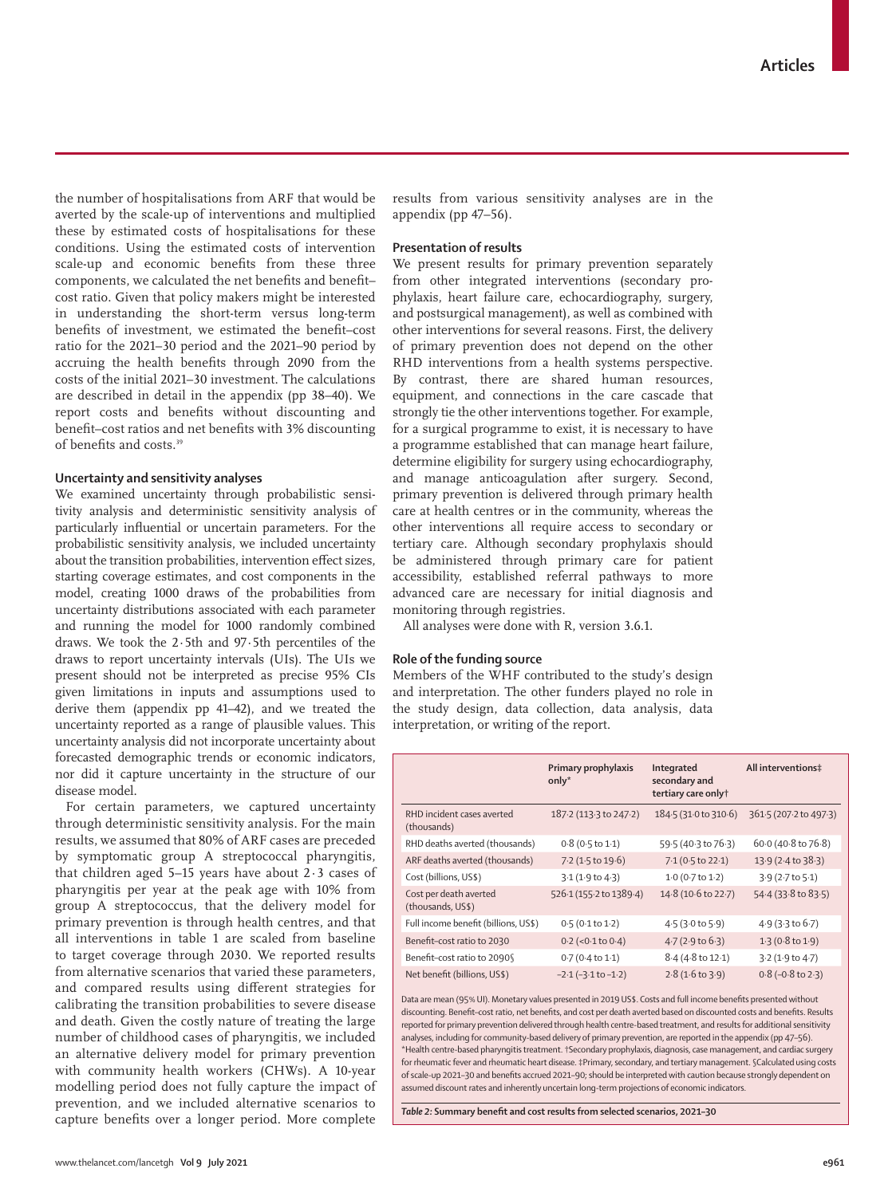the number of hospitalisations from ARF that would be averted by the scale-up of interventions and multiplied these by estimated costs of hospitalisations for these conditions. Using the estimated costs of intervention scale-up and economic benefits from these three components, we calculated the net benefits and benefit–cost ratio. Given that policy makers might be interested in understanding the short-term versus long-term benefits of investment, we estimated the benefit–cost ratio for the 2021–30 period and the 2021–90 period by accruing the health benefits through 2090 from the costs of the initial 2021–30 investment. The calculations are described in detail in the appendix (pp 38–40). We report costs and benefits without discounting and benefit–cost ratios and net benefits with 3% discounting of benefits and costs.[39]

### Uncertainty and sensitivity analyses

We examined uncertainty through probabilistic sensitivity analysis and deterministic sensitivity analysis of particularly influential or uncertain parameters. For the probabilistic sensitivity analysis, we included uncertainty about the transition probabilities, intervention effect sizes, starting coverage estimates, and cost components in the model, creating 1000 draws of the probabilities from uncertainty distributions associated with each parameter and running the model for 1000 randomly combined draws. We took the 2·5th and 97·5th percentiles of the draws to report uncertainty intervals (UIs). The UIs we present should not be interpreted as precise 95% CIs given limitations in inputs and assumptions used to derive them (appendix pp 41–42), and we treated the uncertainty reported as a range of plausible values. This uncertainty analysis did not incorporate uncertainty about forecasted demographic trends or economic indicators, nor did it capture uncertainty in the structure of our disease model.

For certain parameters, we captured uncertainty through deterministic sensitivity analysis. For the main results, we assumed that 80% of ARF cases are preceded by symptomatic group A streptococcal pharyngitis, that children aged 5–15 years have about 2·3 cases of pharyngitis per year at the peak age with 10% from group A streptococcus, that the delivery model for primary prevention is through health centres, and that all interventions in table 1 are scaled from baseline to target coverage through 2030. We reported results from alternative scenarios that varied these parameters, and compared results using different strategies for calibrating the transition probabilities to severe disease and death. Given the costly nature of treating the large number of childhood cases of pharyngitis, we included an alternative delivery model for primary prevention with community health workers (CHWs). A 10-year modelling period does not fully capture the impact of prevention, and we included alternative scenarios to capture benefits over a longer period. More complete results from various sensitivity analyses are in the appendix (pp 47–56).

### Presentation of results

We present results for primary prevention separately from other integrated interventions (secondary prophylaxis, heart failure care, echocardiography, surgery, and postsurgical management), as well as combined with other interventions for several reasons. First, the delivery of primary prevention does not depend on the other RHD interventions from a health systems perspective. By contrast, there are shared human resources, equipment, and connections in the care cascade that strongly tie the other interventions together. For example, for a surgical programme to exist, it is necessary to have a programme established that can manage heart failure, determine eligibility for surgery using echocardiography, and manage anticoagulation after surgery. Second, primary prevention is delivered through primary health care at health centres or in the community, whereas the other interventions all require access to secondary or tertiary care. Although secondary prophylaxis should be administered through primary care for patient accessibility, established referral pathways to more advanced care are necessary for initial diagnosis and monitoring through registries.

All analyses were done with R, version 3.6.1.

### Role of the funding source

Members of the WHF contributed to the study's design and interpretation. The other funders played no role in the study design, data collection, data analysis, data interpretation, or writing of the report.

| | Primary prophylaxis only* | Integrated secondary and tertiary care only† | All interventions‡ |
|---|---|---|---|
| RHD incident cases averted (thousands) | 187·2 (113·3 to 247·2) | 184·5 (31·0 to 310·6) | 361·5 (207·2 to 497·3) |
| RHD deaths averted (thousands) | 0·8 (0·5 to 1·1) | 59·5 (40·3 to 76·3) | 60·0 (40·8 to 76·8) |
| ARF deaths averted (thousands) | 7·2 (1·5 to 19·6) | 7·1 (0·5 to 22·1) | 13·9 (2·4 to 38·3) |
| Cost (billions, US$) | 3·1 (1·9 to 4·3) | 1·0 (0·7 to 1·2) | 3·9 (2·7 to 5·1) |
| Cost per death averted (thousands, US$) | 526·1 (155·2 to 1389·4) | 14·8 (10·6 to 22·7) | 54·4 (33·8 to 83·5) |
| Full income benefit (billions, US$) | 0·5 (0·1 to 1·2) | 4·5 (3·0 to 5·9) | 4·9 (3·3 to 6·7) |
| Benefit–cost ratio to 2030 | 0·2 (<0·1 to 0·4) | 4·7 (2·9 to 6·3) | 1·3 (0·8 to 1·9) |
| Benefit–cost ratio to 2090§ | 0·7 (0·4 to 1·1) | 8·4 (4·8 to 12·1) | 3·2 (1·9 to 4·7) |
| Net benefit (billions, US$) | –2·1 (–3·1 to –1·2) | 2·8 (1·6 to 3·9) | 0·8 (–0·8 to 2·3) |

Data are mean (95% UI). Monetary values presented in 2019 US$. Costs and full income benefits presented without discounting. Benefit–cost ratio, net benefits, and cost per death averted based on discounted costs and benefits. Results reported for primary prevention delivered through health centre-based treatment, and results for additional sensitivity analyses, including for community-based delivery of primary prevention, are reported in the appendix (pp 47–56). *Health centre-based pharyngitis treatment. †Secondary prophylaxis, diagnosis, case management, and cardiac surgery for rheumatic fever and rheumatic heart disease. ‡Primary, secondary, and tertiary management. §Calculated using costs of scale-up 2021–30 and benefits accrued 2021–90; should be interpreted with caution because strongly dependent on assumed discount rates and inherently uncertain long-term projections of economic indicators.

*Table 2:* **Summary benefit and cost results from selected scenarios, 2021–30**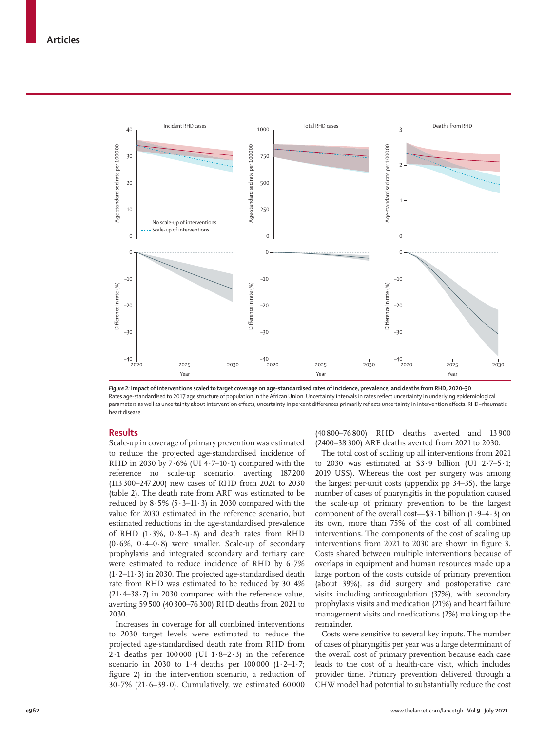Incident RHD cases

Total RHD cases

Deaths from RHD

Age-standardised rate per 100 000

40
30
20
10
0

1000
750
500
250
0

3
2
1
0

No scale-up of interventions

Scale-up of interventions

Difference in rate (%)

0
–10
–20
–30
–40

2020
2025
2030

Year

**Figure 2: Impact of interventions scaled to target coverage on age-standardised rates of incidence, prevalence, and deaths from RHD, 2020–30**
Rates age-standardised to 2017 age structure of population in the African Union. Uncertainty intervals in rates reflect uncertainty in underlying epidemiological parameters as well as uncertainty about intervention effects; uncertainty in percent differences primarily reflects uncertainty in intervention effects. RHD=rheumatic heart disease.

## Results

Scale-up in coverage of primary prevention was estimated to reduce the projected age-standardised incidence of RHD in 2030 by 7·6% (UI 4·7–10·1) compared with the reference no scale-up scenario, averting 187 200 (113 300–247 200) new cases of RHD from 2021 to 2030 (table 2). The death rate from ARF was estimated to be reduced by 8·5% (5·3–11·3) in 2030 compared with the value for 2030 estimated in the reference scenario, but estimated reductions in the age-standardised prevalence of RHD (1·3%, 0·8–1·8) and death rates from RHD (0·6%, 0·4–0·8) were smaller. Scale-up of secondary prophylaxis and integrated secondary and tertiary care were estimated to reduce incidence of RHD by 6·7% (1·2–11·3) in 2030. The projected age-standardised death rate from RHD was estimated to be reduced by 30·4% (21·4–38·7) in 2030 compared with the reference value, averting 59 500 (40 300–76 300) RHD deaths from 2021 to 2030.

Increases in coverage for all combined interventions to 2030 target levels were estimated to reduce the projected age-standardised death rate from RHD from 2·1 deaths per 100 000 (UI 1·8–2·3) in the reference scenario in 2030 to 1·4 deaths per 100 000 (1·2–1·7; figure 2) in the intervention scenario, a reduction of 30·7% (21·6–39·0). Cumulatively, we estimated 60 000 (40 800–76 800) RHD deaths averted and 13 900 (2400–38 300) ARF deaths averted from 2021 to 2030.

The total cost of scaling up all interventions from 2021 to 2030 was estimated at $3·9 billion (UI 2·7–5·1; 2019 US$). Whereas the cost per surgery was among the largest per-unit costs (appendix pp 34–35), the large number of cases of pharyngitis in the population caused the scale-up of primary prevention to be the largest component of the overall cost—$3·1 billion (1·9–4·3) on its own, more than 75% of the cost of all combined interventions. The components of the cost of scaling up interventions from 2021 to 2030 are shown in figure 3. Costs shared between multiple interventions because of overlaps in equipment and human resources made up a large portion of the costs outside of primary prevention (about 39%), as did surgery and postoperative care visits including anticoagulation (37%), with secondary prophylaxis visits and medication (21%) and heart failure management visits and medications (2%) making up the remainder.

Costs were sensitive to several key inputs. The number of cases of pharyngitis per year was a large determinant of the overall cost of primary prevention because each case leads to the cost of a health-care visit, which includes provider time. Primary prevention delivered through a CHW model had potential to substantially reduce the cost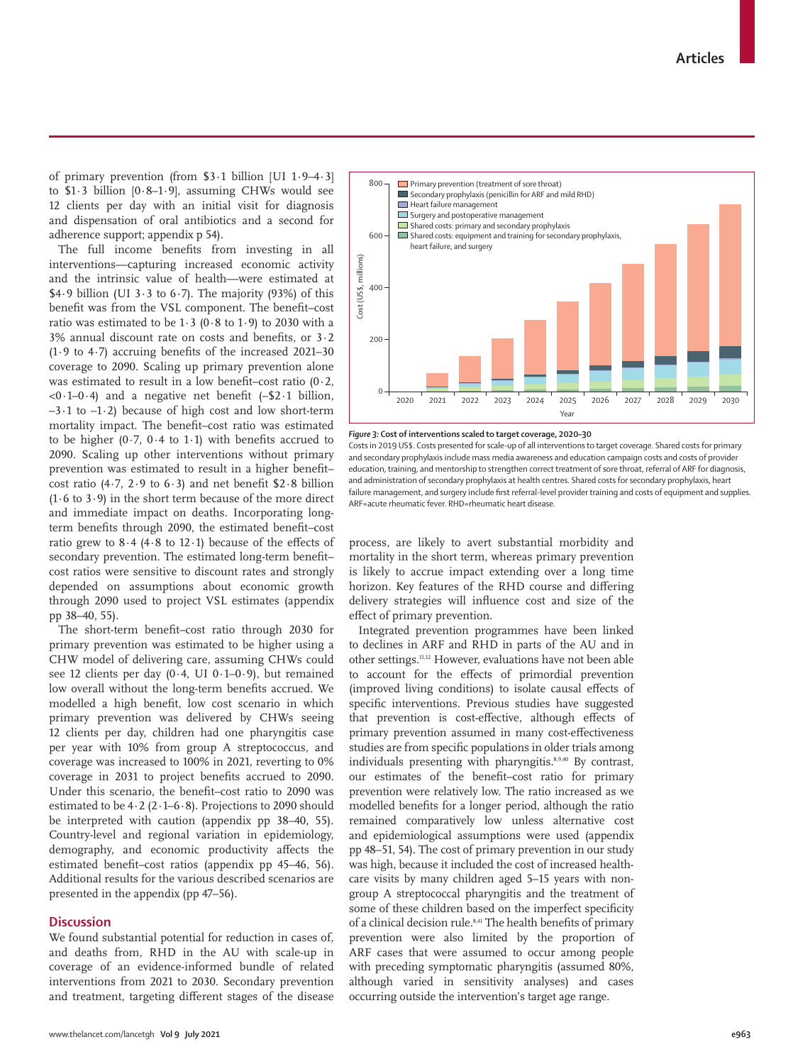of primary prevention (from \$3·1 billion [UI 1·9–4·3] to \$1·3 billion [0·8–1·9], assuming CHWs would see 12 clients per day with an initial visit for diagnosis and dispensation of oral antibiotics and a second for adherence support; appendix p 54).

The full income benefits from investing in all interventions—capturing increased economic activity and the intrinsic value of health—were estimated at \$4·9 billion (UI 3·3 to 6·7). The majority (93%) of this benefit was from the VSL component. The benefit–cost ratio was estimated to be 1·3 (0·8 to 1·9) to 2030 with a 3% annual discount rate on costs and benefits, or 3·2 (1·9 to 4·7) accruing benefits of the increased 2021–30 coverage to 2090. Scaling up primary prevention alone was estimated to result in a low benefit–cost ratio (0·2, <0·1–0·4) and a negative net benefit (–\$2·1 billion, –3·1 to –1·2) because of high cost and low short-term mortality impact. The benefit–cost ratio was estimated to be higher (0·7, 0·4 to 1·1) with benefits accrued to 2090. Scaling up other interventions without primary prevention was estimated to result in a higher benefit–cost ratio (4·7, 2·9 to 6·3) and net benefit \$2·8 billion (1·6 to 3·9) in the short term because of the more direct and immediate impact on deaths. Incorporating long-term benefits through 2090, the estimated benefit–cost ratio grew to 8·4 (4·8 to 12·1) because of the effects of secondary prevention. The estimated long-term benefit–cost ratios were sensitive to discount rates and strongly depended on assumptions about economic growth through 2090 used to project VSL estimates (appendix pp 38–40, 55).

The short-term benefit–cost ratio through 2030 for primary prevention was estimated to be higher using a CHW model of delivering care, assuming CHWs could see 12 clients per day (0·4, UI 0·1–0·9), but remained low overall without the long-term benefits accrued. We modelled a high benefit, low cost scenario in which primary prevention was delivered by CHWs seeing 12 clients per day, children had one pharyngitis case per year with 10% from group A streptococcus, and coverage was increased to 100% in 2021, reverting to 0% coverage in 2031 to project benefits accrued to 2090. Under this scenario, the benefit–cost ratio to 2090 was estimated to be 4·2 (2·1–6·8). Projections to 2090 should be interpreted with caution (appendix pp 38–40, 55). Country-level and regional variation in epidemiology, demography, and economic productivity affects the estimated benefit–cost ratios (appendix pp 45–46, 56). Additional results for the various described scenarios are presented in the appendix (pp 47–56).

## Discussion

We found substantial potential for reduction in cases of, and deaths from, RHD in the AU with scale-up in coverage of an evidence-informed bundle of related interventions from 2021 to 2030. Secondary prevention and treatment, targeting different stages of the disease process, are likely to avert substantial morbidity and mortality in the short term, whereas primary prevention is likely to accrue impact extending over a long time horizon. Key features of the RHD course and differing delivery strategies will influence cost and size of the effect of primary prevention.

Primary prevention (treatment of sore throat)
Secondary prophylaxis (penicillin for ARF and mild RHD)
Heart failure management
Surgery and postoperative management
Shared costs: primary and secondary prophylaxis
Shared costs: equipment and training for secondary prophylaxis, heart failure, and surgery
Cost (US\$, millions)
800
600
400
200
0
2020 2021 2022 2023 2024 2025 2026 2027 2028 2029 2030
Year

*Figure 3:* **Cost of interventions scaled to target coverage, 2020–30**
Costs in 2019 US\$. Costs presented for scale-up of all interventions to target coverage. Shared costs for primary and secondary prophylaxis include mass media awareness and education campaign costs and costs of provider education, training, and mentorship to strengthen correct treatment of sore throat, referral of ARF for diagnosis, and administration of secondary prophylaxis at health centres. Shared costs for secondary prophylaxis, heart failure management, and surgery include first referral-level provider training and costs of equipment and supplies. ARF=acute rheumatic fever. RHD=rheumatic heart disease.

Integrated prevention programmes have been linked to declines in ARF and RHD in parts of the AU and in other settings.[11,12] However, evaluations have not been able to account for the effects of primordial prevention (improved living conditions) to isolate causal effects of specific interventions. Previous studies have suggested that prevention is cost-effective, although effects of primary prevention assumed in many cost-effectiveness studies are from specific populations in older trials among individuals presenting with pharyngitis.[8,9,40] By contrast, our estimates of the benefit–cost ratio for primary prevention were relatively low. The ratio increased as we modelled benefits for a longer period, although the ratio remained comparatively low unless alternative cost and epidemiological assumptions were used (appendix pp 48–51, 54). The cost of primary prevention in our study was high, because it included the cost of increased health-care visits by many children aged 5–15 years with non-group A streptococcal pharyngitis and the treatment of some of these children based on the imperfect specificity of a clinical decision rule.[8,41] The health benefits of primary prevention were also limited by the proportion of ARF cases that were assumed to occur among people with preceding symptomatic pharyngitis (assumed 80%, although varied in sensitivity analyses) and cases occurring outside the intervention's target age range.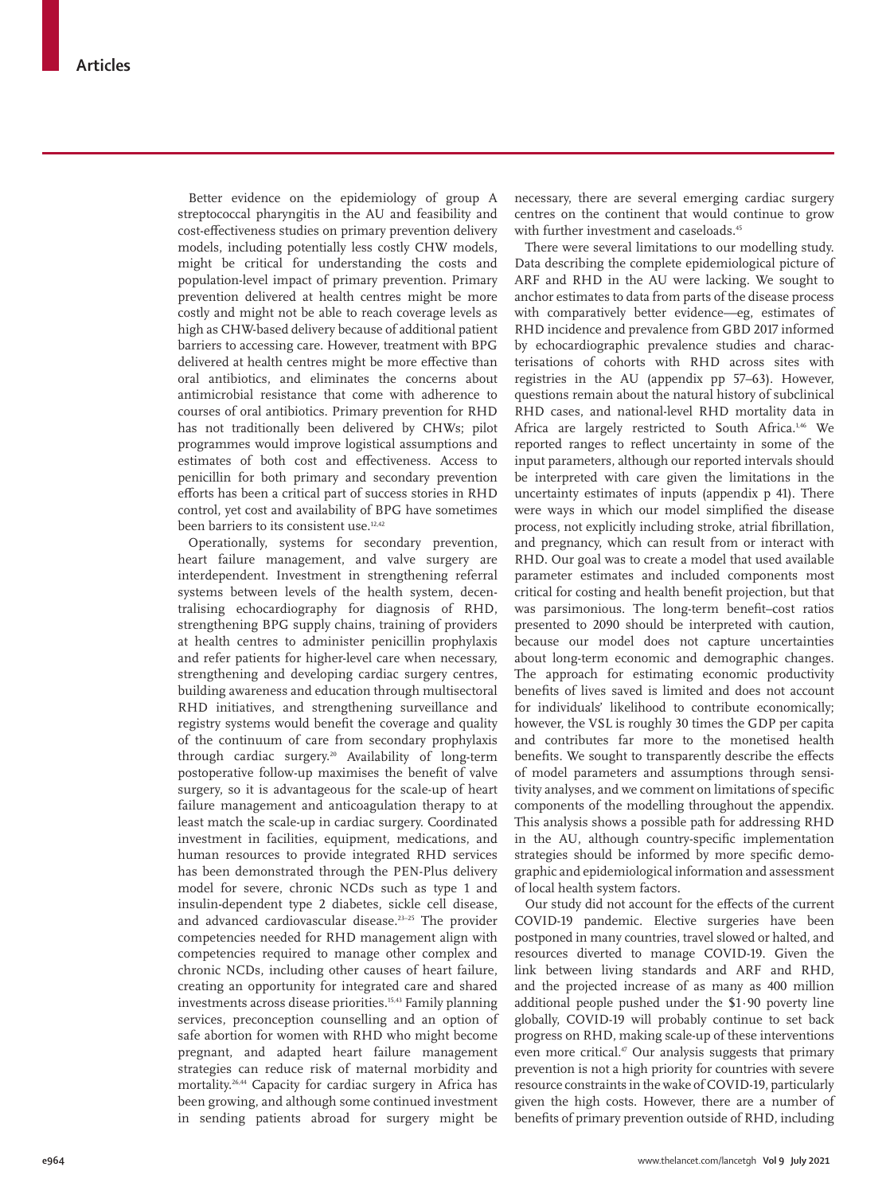Better evidence on the epidemiology of group A streptococcal pharyngitis in the AU and feasibility and cost-effectiveness studies on primary prevention delivery models, including potentially less costly CHW models, might be critical for understanding the costs and population-level impact of primary prevention. Primary prevention delivered at health centres might be more costly and might not be able to reach coverage levels as high as CHW-based delivery because of additional patient barriers to accessing care. However, treatment with BPG delivered at health centres might be more effective than oral antibiotics, and eliminates the concerns about antimicrobial resistance that come with adherence to courses of oral antibiotics. Primary prevention for RHD has not traditionally been delivered by CHWs; pilot programmes would improve logistical assumptions and estimates of both cost and effectiveness. Access to penicillin for both primary and secondary prevention efforts has been a critical part of success stories in RHD control, yet cost and availability of BPG have sometimes been barriers to its consistent use.[12,42]

Operationally, systems for secondary prevention, heart failure management, and valve surgery are interdependent. Investment in strengthening referral systems between levels of the health system, decentralising echocardiography for diagnosis of RHD, strengthening BPG supply chains, training of providers at health centres to administer penicillin prophylaxis and refer patients for higher-level care when necessary, strengthening and developing cardiac surgery centres, building awareness and education through multisectoral RHD initiatives, and strengthening surveillance and registry systems would benefit the coverage and quality of the continuum of care from secondary prophylaxis through cardiac surgery.[20] Availability of long-term postoperative follow-up maximises the benefit of valve surgery, so it is advantageous for the scale-up of heart failure management and anticoagulation therapy to at least match the scale-up in cardiac surgery. Coordinated investment in facilities, equipment, medications, and human resources to provide integrated RHD services has been demonstrated through the PEN-Plus delivery model for severe, chronic NCDs such as type 1 and insulin-dependent type 2 diabetes, sickle cell disease, and advanced cardiovascular disease.[23–25] The provider competencies needed for RHD management align with competencies required to manage other complex and chronic NCDs, including other causes of heart failure, creating an opportunity for integrated care and shared investments across disease priorities.[15,43] Family planning services, preconception counselling and an option of safe abortion for women with RHD who might become pregnant, and adapted heart failure management strategies can reduce risk of maternal morbidity and mortality.[26,44] Capacity for cardiac surgery in Africa has been growing, and although some continued investment in sending patients abroad for surgery might be necessary, there are several emerging cardiac surgery centres on the continent that would continue to grow with further investment and caseloads.[45]

There were several limitations to our modelling study. Data describing the complete epidemiological picture of ARF and RHD in the AU were lacking. We sought to anchor estimates to data from parts of the disease process with comparatively better evidence—eg, estimates of RHD incidence and prevalence from GBD 2017 informed by echocardiographic prevalence studies and characterisations of cohorts with RHD across sites with registries in the AU (appendix pp 57–63). However, questions remain about the natural history of subclinical RHD cases, and national-level RHD mortality data in Africa are largely restricted to South Africa.[1,46] We reported ranges to reflect uncertainty in some of the input parameters, although our reported intervals should be interpreted with care given the limitations in the uncertainty estimates of inputs (appendix p 41). There were ways in which our model simplified the disease process, not explicitly including stroke, atrial fibrillation, and pregnancy, which can result from or interact with RHD. Our goal was to create a model that used available parameter estimates and included components most critical for costing and health benefit projection, but that was parsimonious. The long-term benefit–cost ratios presented to 2090 should be interpreted with caution, because our model does not capture uncertainties about long-term economic and demographic changes. The approach for estimating economic productivity benefits of lives saved is limited and does not account for individuals' likelihood to contribute economically; however, the VSL is roughly 30 times the GDP per capita and contributes far more to the monetised health benefits. We sought to transparently describe the effects of model parameters and assumptions through sensitivity analyses, and we comment on limitations of specific components of the modelling throughout the appendix. This analysis shows a possible path for addressing RHD in the AU, although country-specific implementation strategies should be informed by more specific demographic and epidemiological information and assessment of local health system factors.

Our study did not account for the effects of the current COVID-19 pandemic. Elective surgeries have been postponed in many countries, travel slowed or halted, and resources diverted to manage COVID-19. Given the link between living standards and ARF and RHD, and the projected increase of as many as 400 million additional people pushed under the $1·90 poverty line globally, COVID-19 will probably continue to set back progress on RHD, making scale-up of these interventions even more critical.[47] Our analysis suggests that primary prevention is not a high priority for countries with severe resource constraints in the wake of COVID-19, particularly given the high costs. However, there are a number of benefits of primary prevention outside of RHD, including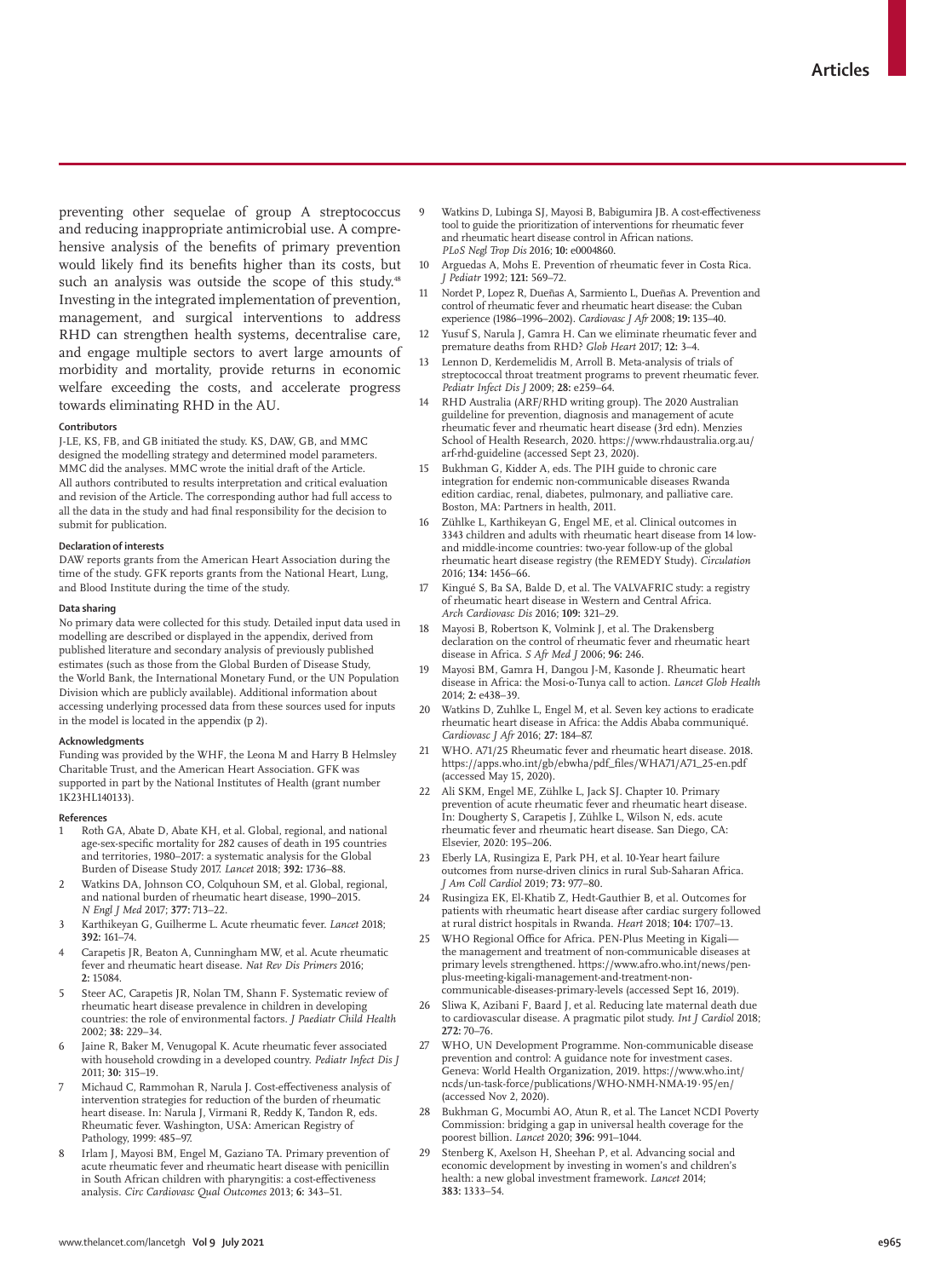preventing other sequelae of group A streptococcus and reducing inappropriate antimicrobial use. A comprehensive analysis of the benefits of primary prevention would likely find its benefits higher than its costs, but such an analysis was outside the scope of this study.[48] Investing in the integrated implementation of prevention, management, and surgical interventions to address RHD can strengthen health systems, decentralise care, and engage multiple sectors to avert large amounts of morbidity and mortality, provide returns in economic welfare exceeding the costs, and accelerate progress towards eliminating RHD in the AU.

#### Contributors

J-LE, KS, FB, and GB initiated the study. KS, DAW, GB, and MMC designed the modelling strategy and determined model parameters. MMC did the analyses. MMC wrote the initial draft of the Article. All authors contributed to results interpretation and critical evaluation and revision of the Article. The corresponding author had full access to all the data in the study and had final responsibility for the decision to submit for publication.

#### Declaration of interests

DAW reports grants from the American Heart Association during the time of the study. GFK reports grants from the National Heart, Lung, and Blood Institute during the time of the study.

#### Data sharing

No primary data were collected for this study. Detailed input data used in modelling are described or displayed in the appendix, derived from published literature and secondary analysis of previously published estimates (such as those from the Global Burden of Disease Study, the World Bank, the International Monetary Fund, or the UN Population Division which are publicly available). Additional information about accessing underlying processed data from these sources used for inputs in the model is located in the appendix (p 2).

#### Acknowledgments

Funding was provided by the WHF, the Leona M and Harry B Helmsley Charitable Trust, and the American Heart Association. GFK was supported in part by the National Institutes of Health (grant number 1K23HL140133).

#### References

1. Roth GA, Abate D, Abate KH, et al. Global, regional, and national age-sex-specific mortality for 282 causes of death in 195 countries and territories, 1980–2017: a systematic analysis for the Global Burden of Disease Study 2017. *Lancet* 2018; **392:** 1736–88.
2. Watkins DA, Johnson CO, Colquhoun SM, et al. Global, regional, and national burden of rheumatic heart disease, 1990–2015. *N Engl J Med* 2017; **377:** 713–22.
3. Karthikeyan G, Guilherme L. Acute rheumatic fever. *Lancet* 2018; **392:** 161–74.
4. Carapetis JR, Beaton A, Cunningham MW, et al. Acute rheumatic fever and rheumatic heart disease. *Nat Rev Dis Primers* 2016; **2:** 15084.
5. Steer AC, Carapetis JR, Nolan TM, Shann F. Systematic review of rheumatic heart disease prevalence in children in developing countries: the role of environmental factors. *J Paediatr Child Health* 2002; **38:** 229–34.
6. Jaine R, Baker M, Venugopal K. Acute rheumatic fever associated with household crowding in a developed country. *Pediatr Infect Dis J* 2011; **30:** 315–19.
7. Michaud C, Rammohan R, Narula J. Cost-effectiveness analysis of intervention strategies for reduction of the burden of rheumatic heart disease. In: Narula J, Virmani R, Reddy K, Tandon R, eds. Rheumatic fever. Washington, USA: American Registry of Pathology, 1999: 485–97.
8. Irlam J, Mayosi BM, Engel M, Gaziano TA. Primary prevention of acute rheumatic fever and rheumatic heart disease with penicillin in South African children with pharyngitis: a cost-effectiveness analysis. *Circ Cardiovasc Qual Outcomes* 2013; **6:** 343–51.
9. Watkins D, Lubinga SJ, Mayosi B, Babigumira JB. A cost-effectiveness tool to guide the prioritization of interventions for rheumatic fever and rheumatic heart disease control in African nations. *PLoS Negl Trop Dis* 2016; **10:** e0004860.
10. Arguedas A, Mohs E. Prevention of rheumatic fever in Costa Rica. *J Pediatr* 1992; **121:** 569–72.
11. Nordet P, Lopez R, Dueñas A, Sarmiento L, Dueñas A. Prevention and control of rheumatic fever and rheumatic heart disease: the Cuban experience (1986–1996–2002). *Cardiovasc J Afr* 2008; **19:** 135–40.
12. Yusuf S, Narula J, Gamra H. Can we eliminate rheumatic fever and premature deaths from RHD? *Glob Heart* 2017; **12:** 3–4.
13. Lennon D, Kerdemelidis M, Arroll B. Meta-analysis of trials of streptococcal throat treatment programs to prevent rheumatic fever. *Pediatr Infect Dis J* 2009; **28:** e259–64.
14. RHD Australia (ARF/RHD writing group). The 2020 Australian guildeline for prevention, diagnosis and management of acute rheumatic fever and rheumatic heart disease (3rd edn). Menzies School of Health Research, 2020. https://www.rhdaustralia.org.au/arf-rhd-guideline (accessed Sept 23, 2020).
15. Bukhman G, Kidder A, eds. The PIH guide to chronic care integration for endemic non-communicable diseases Rwanda edition cardiac, renal, diabetes, pulmonary, and palliative care. Boston, MA: Partners in health, 2011.
16. Zühlke L, Karthikeyan G, Engel ME, et al. Clinical outcomes in 3343 children and adults with rheumatic heart disease from 14 low- and middle-income countries: two-year follow-up of the global rheumatic heart disease registry (the REMEDY Study). *Circulation* 2016; **134:** 1456–66.
17. Kingué S, Ba SA, Balde D, et al. The VALVAFRIC study: a registry of rheumatic heart disease in Western and Central Africa. *Arch Cardiovasc Dis* 2016; **109:** 321–29.
18. Mayosi B, Robertson K, Volmink J, et al. The Drakensberg declaration on the control of rheumatic fever and rheumatic heart disease in Africa. *S Afr Med J* 2006; **96:** 246.
19. Mayosi BM, Gamra H, Dangou J-M, Kasonde J. Rheumatic heart disease in Africa: the Mosi-o-Tunya call to action. *Lancet Glob Health* 2014; **2:** e438–39.
20. Watkins D, Zuhlke L, Engel M, et al. Seven key actions to eradicate rheumatic heart disease in Africa: the Addis Ababa communiqué. *Cardiovasc J Afr* 2016; **27:** 184–87.
21. WHO. A71/25 Rheumatic fever and rheumatic heart disease. 2018. https://apps.who.int/gb/ebwha/pdf_files/WHA71/A71_25-en.pdf (accessed May 15, 2020).
22. Ali SKM, Engel ME, Zühlke L, Jack SJ. Chapter 10. Primary prevention of acute rheumatic fever and rheumatic heart disease. In: Dougherty S, Carapetis J, Zühlke L, Wilson N, eds. acute rheumatic fever and rheumatic heart disease. San Diego, CA: Elsevier, 2020: 195–206.
23. Eberly LA, Rusingiza E, Park PH, et al. 10-Year heart failure outcomes from nurse-driven clinics in rural Sub-Saharan Africa. *J Am Coll Cardiol* 2019; **73:** 977–80.
24. Rusingiza EK, El-Khatib Z, Hedt-Gauthier B, et al. Outcomes for patients with rheumatic heart disease after cardiac surgery followed at rural district hospitals in Rwanda. *Heart* 2018; **104:** 1707–13.
25. WHO Regional Office for Africa. PEN-Plus Meeting in Kigali—the management and treatment of non-communicable diseases at primary levels strengthened. https://www.afro.who.int/news/pen-plus-meeting-kigali-management-and-treatment-non-communicable-diseases-primary-levels (accessed Sept 16, 2019).
26. Sliwa K, Azibani F, Baard J, et al. Reducing late maternal death due to cardiovascular disease. A pragmatic pilot study. *Int J Cardiol* 2018; **272:** 70–76.
27. WHO, UN Development Programme. Non-communicable disease prevention and control: A guidance note for investment cases. Geneva: World Health Organization, 2019. https://www.who.int/ncds/un-task-force/publications/WHO-NMH-NMA-19·95/en/ (accessed Nov 2, 2020).
28. Bukhman G, Mocumbi AO, Atun R, et al. The Lancet NCDI Poverty Commission: bridging a gap in universal health coverage for the poorest billion. *Lancet* 2020; **396:** 991–1044.
29. Stenberg K, Axelson H, Sheehan P, et al. Advancing social and economic development by investing in women's and children's health: a new global investment framework. *Lancet* 2014; **383:** 1333–54.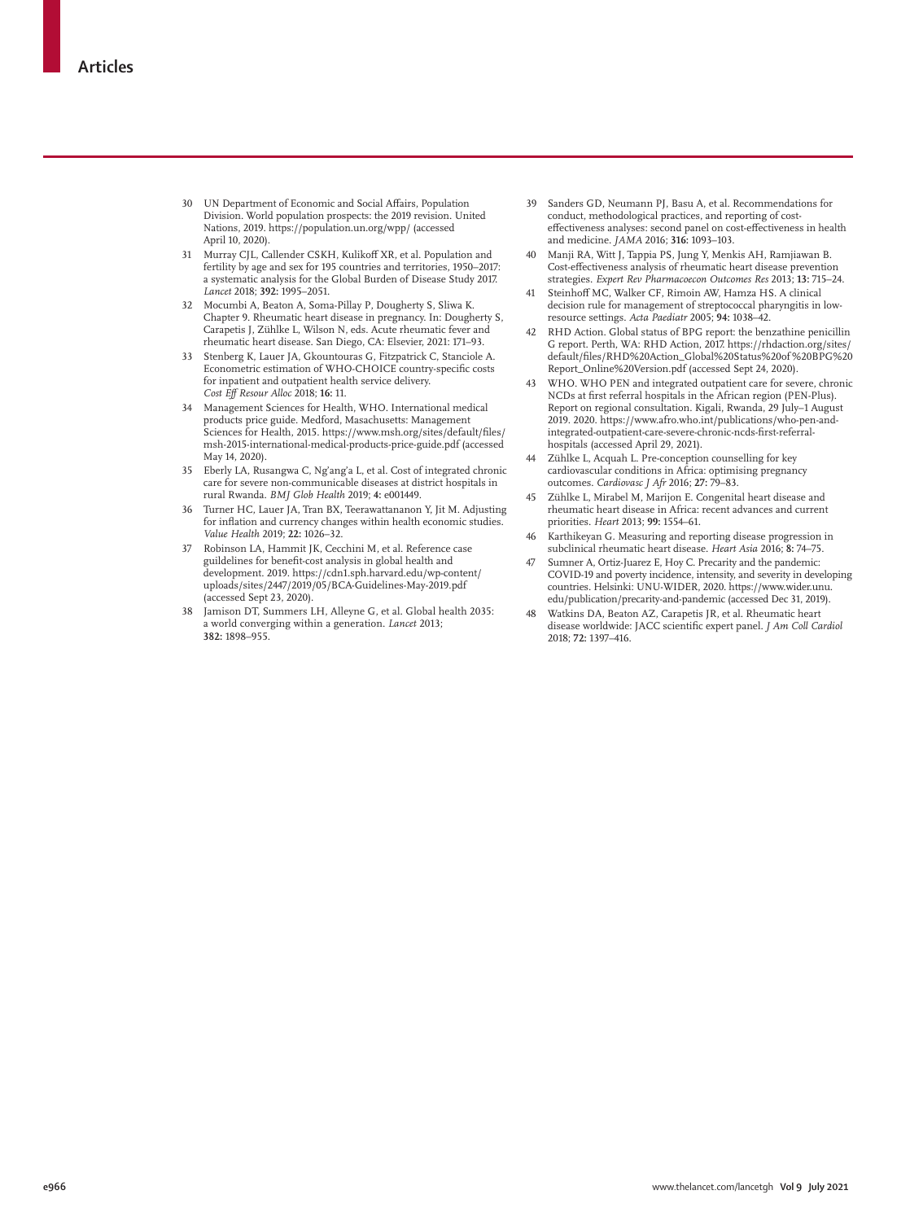30 UN Department of Economic and Social Affairs, Population Division. World population prospects: the 2019 revision. United Nations, 2019. https://population.un.org/wpp/ (accessed April 10, 2020).

31 Murray CJL, Callender CSKH, Kulikoff XR, et al. Population and fertility by age and sex for 195 countries and territories, 1950–2017: a systematic analysis for the Global Burden of Disease Study 2017. *Lancet* 2018; **392:** 1995–2051.

32 Mocumbi A, Beaton A, Soma-Pillay P, Dougherty S, Sliwa K. Chapter 9. Rheumatic heart disease in pregnancy. In: Dougherty S, Carapetis J, Zühlke L, Wilson N, eds. Acute rheumatic fever and rheumatic heart disease. San Diego, CA: Elsevier, 2021: 171–93.

33 Stenberg K, Lauer JA, Gkountouras G, Fitzpatrick C, Stanciole A. Econometric estimation of WHO-CHOICE country-specific costs for inpatient and outpatient health service delivery. *Cost Eff Resour Alloc* 2018; **16:** 11.

34 Management Sciences for Health, WHO. International medical products price guide. Medford, Masachusetts: Management Sciences for Health, 2015. https://www.msh.org/sites/default/files/msh-2015-international-medical-products-price-guide.pdf (accessed May 14, 2020).

35 Eberly LA, Rusangwa C, Ng'ang'a L, et al. Cost of integrated chronic care for severe non-communicable diseases at district hospitals in rural Rwanda. *BMJ Glob Health* 2019; **4:** e001449.

36 Turner HC, Lauer JA, Tran BX, Teerawattananon Y, Jit M. Adjusting for inflation and currency changes within health economic studies. *Value Health* 2019; **22:** 1026–32.

37 Robinson LA, Hammit JK, Cecchini M, et al. Reference case guildelines for benefit-cost analysis in global health and development. 2019. https://cdn1.sph.harvard.edu/wp-content/uploads/sites/2447/2019/05/BCA-Guidelines-May-2019.pdf (accessed Sept 23, 2020).

38 Jamison DT, Summers LH, Alleyne G, et al. Global health 2035: a world converging within a generation. *Lancet* 2013; **382:** 1898–955.

39 Sanders GD, Neumann PJ, Basu A, et al. Recommendations for conduct, methodological practices, and reporting of cost-effectiveness analyses: second panel on cost-effectiveness in health and medicine. *JAMA* 2016; **316:** 1093–103.

40 Manji RA, Witt J, Tappia PS, Jung Y, Menkis AH, Ramjiawan B. Cost-effectiveness analysis of rheumatic heart disease prevention strategies. *Expert Rev Pharmacoecon Outcomes Res* 2013; **13:** 715–24.

41 Steinhoff MC, Walker CF, Rimoin AW, Hamza HS. A clinical decision rule for management of streptococcal pharyngitis in low-resource settings. *Acta Paediatr* 2005; **94:** 1038–42.

42 RHD Action. Global status of BPG report: the benzathine penicillin G report. Perth, WA: RHD Action, 2017. https://rhdaction.org/sites/default/files/RHD%20Action_Global%20Status%20of%20BPG%20Report_Online%20Version.pdf (accessed Sept 24, 2020).

43 WHO. WHO PEN and integrated outpatient care for severe, chronic NCDs at first referral hospitals in the African region (PEN-Plus). Report on regional consultation. Kigali, Rwanda, 29 July–1 August 2019. 2020. https://www.afro.who.int/publications/who-pen-and-integrated-outpatient-care-severe-chronic-ncds-first-referral-hospitals (accessed April 29, 2021).

44 Zühlke L, Acquah L. Pre-conception counselling for key cardiovascular conditions in Africa: optimising pregnancy outcomes. *Cardiovasc J Afr* 2016; **27:** 79–83.

45 Zühlke L, Mirabel M, Marijon E. Congenital heart disease and rheumatic heart disease in Africa: recent advances and current priorities. *Heart* 2013; **99:** 1554–61.

46 Karthikeyan G. Measuring and reporting disease progression in subclinical rheumatic heart disease. *Heart Asia* 2016; **8:** 74–75.

47 Sumner A, Ortiz-Juarez E, Hoy C. Precarity and the pandemic: COVID-19 and poverty incidence, intensity, and severity in developing countries. Helsinki: UNU-WIDER, 2020. https://www.wider.unu.edu/publication/precarity-and-pandemic (accessed Dec 31, 2019).

48 Watkins DA, Beaton AZ, Carapetis JR, et al. Rheumatic heart disease worldwide: JACC scientific expert panel. *J Am Coll Cardiol* 2018; **72:** 1397–416.